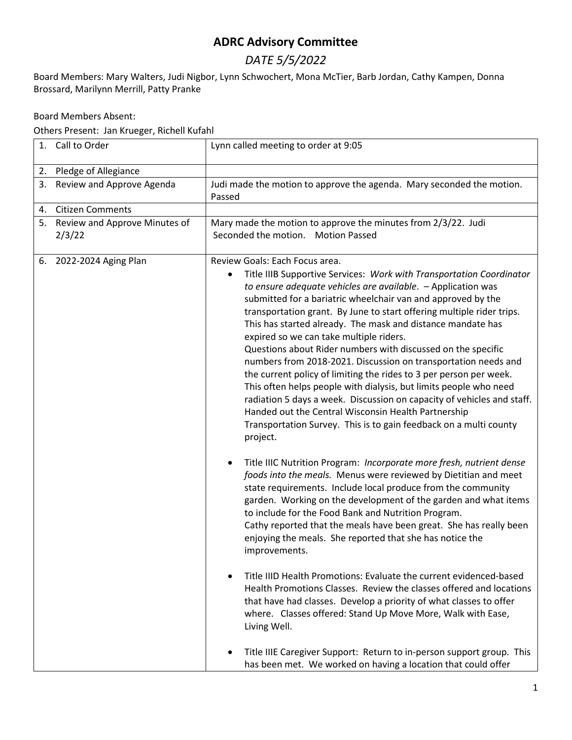# ADRC Advisory Committee

## *DATE 5/5/2022*

Board Members: Mary Walters, Judi Nigbor, Lynn Schwochert, Mona McTier, Barb Jordan, Cathy Kampen, Donna Brossard, Marilynn Merrill, Patty Pranke

Board Members Absent:

Others Present: Jan Krueger, Richell Kufahl

| | |
|---|---|
| 1. Call to Order | Lynn called meeting to order at 9:05 |
| 2. Pledge of Allegiance | |
| 3. Review and Approve Agenda | Judi made the motion to approve the agenda. Mary seconded the motion. Passed |
| 4. Citizen Comments | |
| 5. Review and Approve Minutes of 2/3/22 | Mary made the motion to approve the minutes from 2/3/22. Judi Seconded the motion. Motion Passed |
| 6. 2022-2024 Aging Plan | Review Goals: Each Focus area.<br>• Title IIIB Supportive Services: *Work with Transportation Coordinator to ensure adequate vehicles are available*. – Application was submitted for a bariatric wheelchair van and approved by the transportation grant. By June to start offering multiple rider trips. This has started already. The mask and distance mandate has expired so we can take multiple riders.<br>Questions about Rider numbers with discussed on the specific numbers from 2018-2021. Discussion on transportation needs and the current policy of limiting the rides to 3 per person per week. This often helps people with dialysis, but limits people who need radiation 5 days a week. Discussion on capacity of vehicles and staff. Handed out the Central Wisconsin Health Partnership Transportation Survey. This is to gain feedback on a multi county project.<br><br>• Title IIIC Nutrition Program: *Incorporate more fresh, nutrient dense foods into the meals.* Menus were reviewed by Dietitian and meet state requirements. Include local produce from the community garden. Working on the development of the garden and what items to include for the Food Bank and Nutrition Program.<br>Cathy reported that the meals have been great. She has really been enjoying the meals. She reported that she has notice the improvements.<br><br>• Title IIID Health Promotions: Evaluate the current evidenced-based Health Promotions Classes. Review the classes offered and locations that have had classes. Develop a priority of what classes to offer where. Classes offered: Stand Up Move More, Walk with Ease, Living Well.<br><br>• Title IIIE Caregiver Support: Return to in-person support group. This has been met. We worked on having a location that could offer |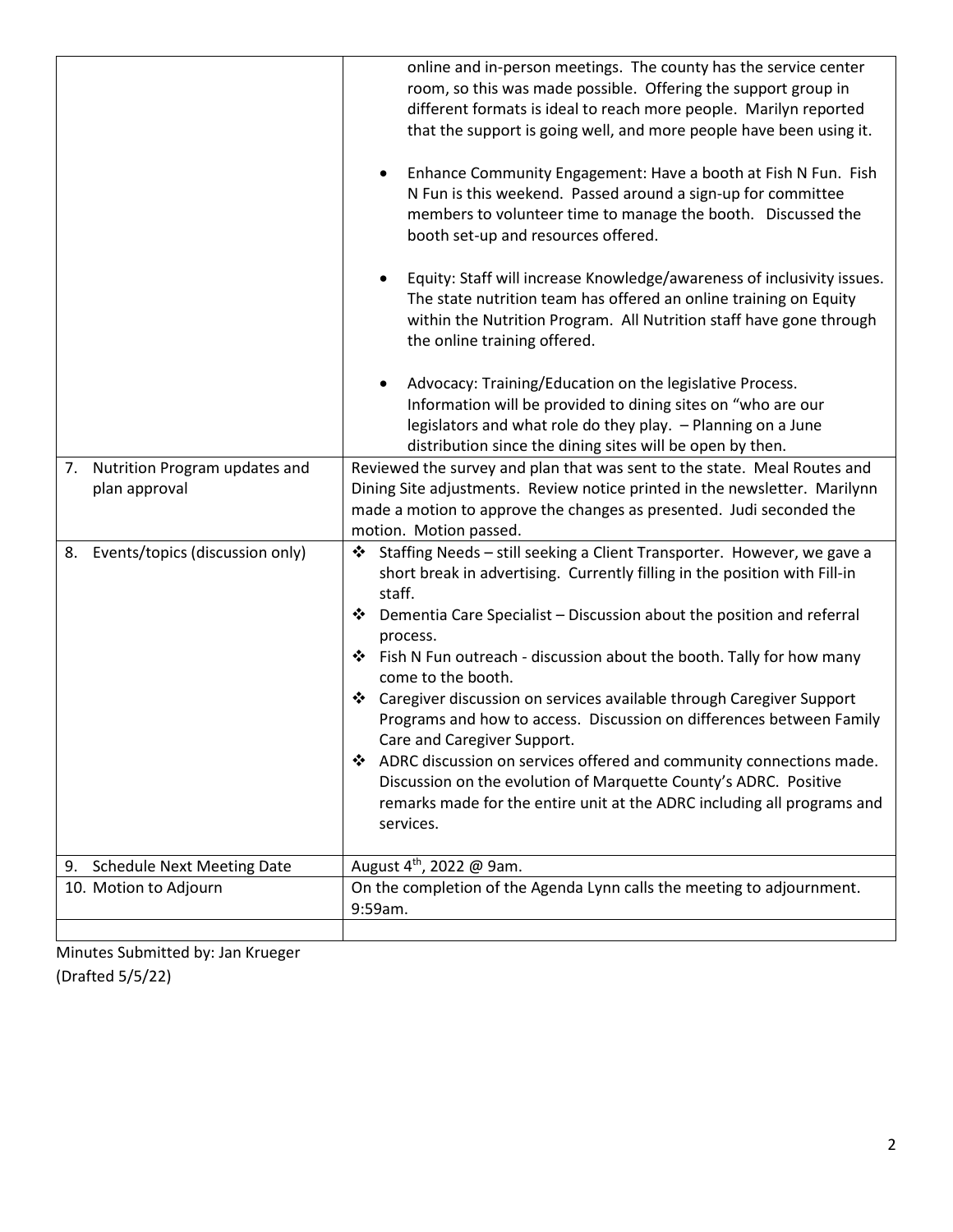| | |
|---|---|
| | online and in-person meetings. The county has the service center room, so this was made possible. Offering the support group in different formats is ideal to reach more people. Marilyn reported that the support is going well, and more people have been using it.<br><br>• Enhance Community Engagement: Have a booth at Fish N Fun. Fish N Fun is this weekend. Passed around a sign-up for committee members to volunteer time to manage the booth. Discussed the booth set-up and resources offered.<br><br>• Equity: Staff will increase Knowledge/awareness of inclusivity issues. The state nutrition team has offered an online training on Equity within the Nutrition Program. All Nutrition staff have gone through the online training offered.<br><br>• Advocacy: Training/Education on the legislative Process. Information will be provided to dining sites on "who are our legislators and what role do they play. – Planning on a June distribution since the dining sites will be open by then. |
| 7. Nutrition Program updates and plan approval | Reviewed the survey and plan that was sent to the state. Meal Routes and Dining Site adjustments. Review notice printed in the newsletter. Marilynn made a motion to approve the changes as presented. Judi seconded the motion. Motion passed. |
| 8. Events/topics (discussion only) | ❖ Staffing Needs – still seeking a Client Transporter. However, we gave a short break in advertising. Currently filling in the position with Fill-in staff.<br>❖ Dementia Care Specialist – Discussion about the position and referral process.<br>❖ Fish N Fun outreach - discussion about the booth. Tally for how many come to the booth.<br>❖ Caregiver discussion on services available through Caregiver Support Programs and how to access. Discussion on differences between Family Care and Caregiver Support.<br>❖ ADRC discussion on services offered and community connections made. Discussion on the evolution of Marquette County's ADRC. Positive remarks made for the entire unit at the ADRC including all programs and services. |
| 9. Schedule Next Meeting Date | August 4th, 2022 @ 9am. |
| 10. Motion to Adjourn | On the completion of the Agenda Lynn calls the meeting to adjournment. 9:59am. |
| | |

Minutes Submitted by: Jan Krueger
(Drafted 5/5/22)